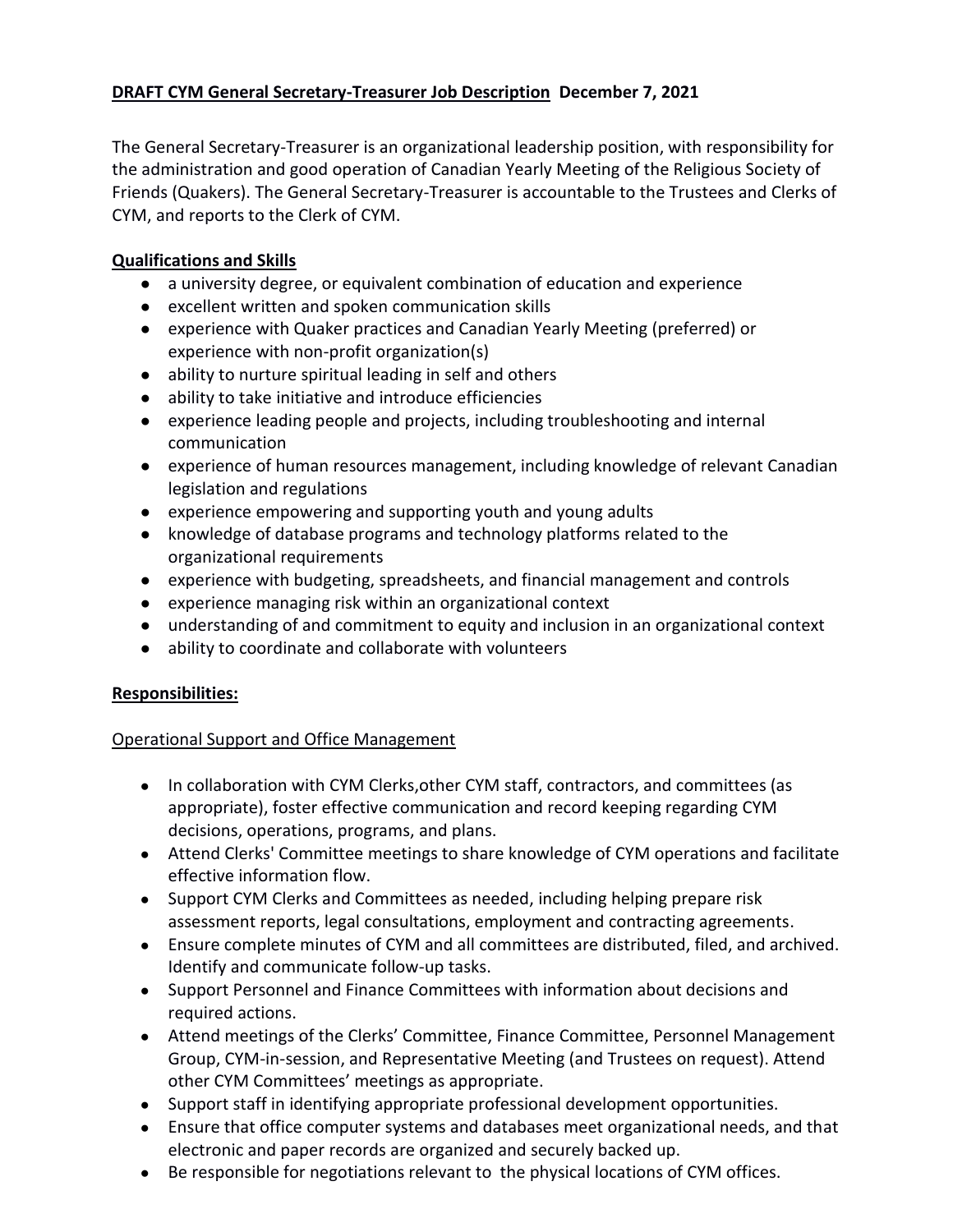**DRAFT CYM General Secretary-Treasurer Job Description** **December 7, 2021**

The General Secretary-Treasurer is an organizational leadership position, with responsibility for the administration and good operation of Canadian Yearly Meeting of the Religious Society of Friends (Quakers). The General Secretary-Treasurer is accountable to the Trustees and Clerks of CYM, and reports to the Clerk of CYM.

**Qualifications and Skills**

- a university degree, or equivalent combination of education and experience
- excellent written and spoken communication skills
- experience with Quaker practices and Canadian Yearly Meeting (preferred) or experience with non-profit organization(s)
- ability to nurture spiritual leading in self and others
- ability to take initiative and introduce efficiencies
- experience leading people and projects, including troubleshooting and internal communication
- experience of human resources management, including knowledge of relevant Canadian legislation and regulations
- experience empowering and supporting youth and young adults
- knowledge of database programs and technology platforms related to the organizational requirements
- experience with budgeting, spreadsheets, and financial management and controls
- experience managing risk within an organizational context
- understanding of and commitment to equity and inclusion in an organizational context
- ability to coordinate and collaborate with volunteers

**Responsibilities:**

Operational Support and Office Management

- In collaboration with CYM Clerks,other CYM staff, contractors, and committees (as appropriate), foster effective communication and record keeping regarding CYM decisions, operations, programs, and plans.
- Attend Clerks' Committee meetings to share knowledge of CYM operations and facilitate effective information flow.
- Support CYM Clerks and Committees as needed, including helping prepare risk assessment reports, legal consultations, employment and contracting agreements.
- Ensure complete minutes of CYM and all committees are distributed, filed, and archived. Identify and communicate follow-up tasks.
- Support Personnel and Finance Committees with information about decisions and required actions.
- Attend meetings of the Clerks' Committee, Finance Committee, Personnel Management Group, CYM-in-session, and Representative Meeting (and Trustees on request). Attend other CYM Committees' meetings as appropriate.
- Support staff in identifying appropriate professional development opportunities.
- Ensure that office computer systems and databases meet organizational needs, and that electronic and paper records are organized and securely backed up.
- Be responsible for negotiations relevant to the physical locations of CYM offices.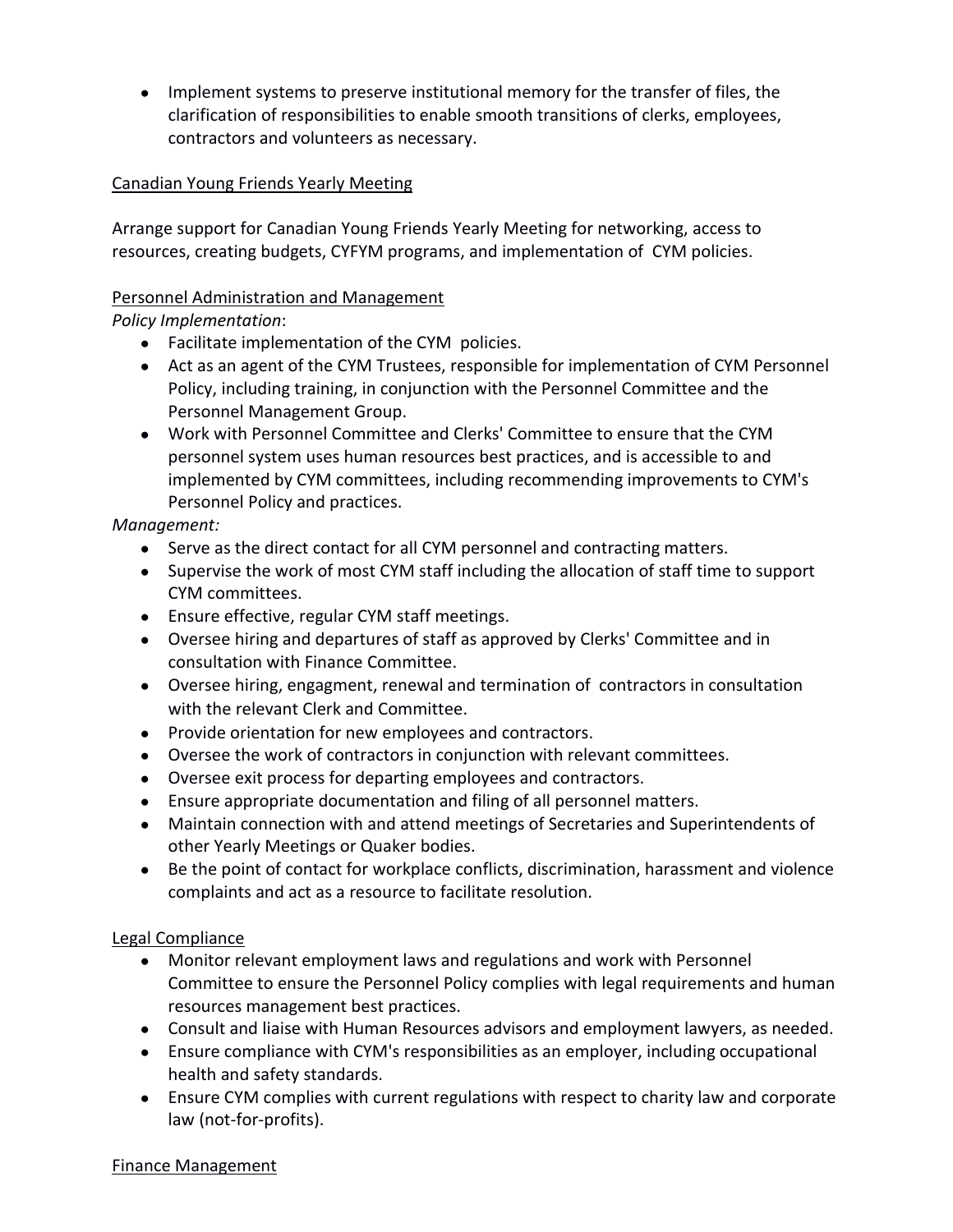- Implement systems to preserve institutional memory for the transfer of files, the clarification of responsibilities to enable smooth transitions of clerks, employees, contractors and volunteers as necessary.

<u>Canadian Young Friends Yearly Meeting</u>

Arrange support for Canadian Young Friends Yearly Meeting for networking, access to resources, creating budgets, CYFYM programs, and implementation of CYM policies.

<u>Personnel Administration and Management</u>

*Policy Implementation*:

- Facilitate implementation of the CYM policies.
- Act as an agent of the CYM Trustees, responsible for implementation of CYM Personnel Policy, including training, in conjunction with the Personnel Committee and the Personnel Management Group.
- Work with Personnel Committee and Clerks' Committee to ensure that the CYM personnel system uses human resources best practices, and is accessible to and implemented by CYM committees, including recommending improvements to CYM's Personnel Policy and practices.

*Management:*

- Serve as the direct contact for all CYM personnel and contracting matters.
- Supervise the work of most CYM staff including the allocation of staff time to support CYM committees.
- Ensure effective, regular CYM staff meetings.
- Oversee hiring and departures of staff as approved by Clerks' Committee and in consultation with Finance Committee.
- Oversee hiring, engagment, renewal and termination of contractors in consultation with the relevant Clerk and Committee.
- Provide orientation for new employees and contractors.
- Oversee the work of contractors in conjunction with relevant committees.
- Oversee exit process for departing employees and contractors.
- Ensure appropriate documentation and filing of all personnel matters.
- Maintain connection with and attend meetings of Secretaries and Superintendents of other Yearly Meetings or Quaker bodies.
- Be the point of contact for workplace conflicts, discrimination, harassment and violence complaints and act as a resource to facilitate resolution.

<u>Legal Compliance</u>

- Monitor relevant employment laws and regulations and work with Personnel Committee to ensure the Personnel Policy complies with legal requirements and human resources management best practices.
- Consult and liaise with Human Resources advisors and employment lawyers, as needed.
- Ensure compliance with CYM's responsibilities as an employer, including occupational health and safety standards.
- Ensure CYM complies with current regulations with respect to charity law and corporate law (not-for-profits).

<u>Finance Management</u>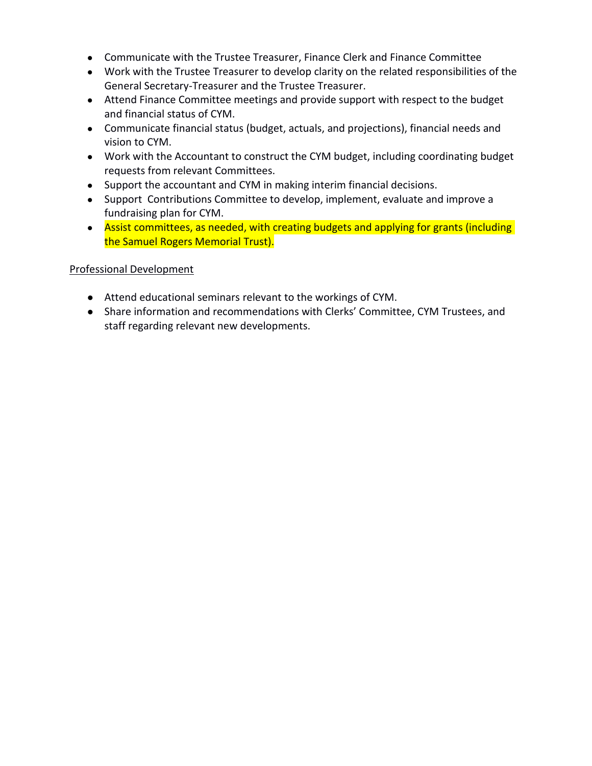- Communicate with the Trustee Treasurer, Finance Clerk and Finance Committee
- Work with the Trustee Treasurer to develop clarity on the related responsibilities of the General Secretary-Treasurer and the Trustee Treasurer.
- Attend Finance Committee meetings and provide support with respect to the budget and financial status of CYM.
- Communicate financial status (budget, actuals, and projections), financial needs and vision to CYM.
- Work with the Accountant to construct the CYM budget, including coordinating budget requests from relevant Committees.
- Support the accountant and CYM in making interim financial decisions.
- Support Contributions Committee to develop, implement, evaluate and improve a fundraising plan for CYM.
- Assist committees, as needed, with creating budgets and applying for grants (including the Samuel Rogers Memorial Trust).

Professional Development

- Attend educational seminars relevant to the workings of CYM.
- Share information and recommendations with Clerks' Committee, CYM Trustees, and staff regarding relevant new developments.